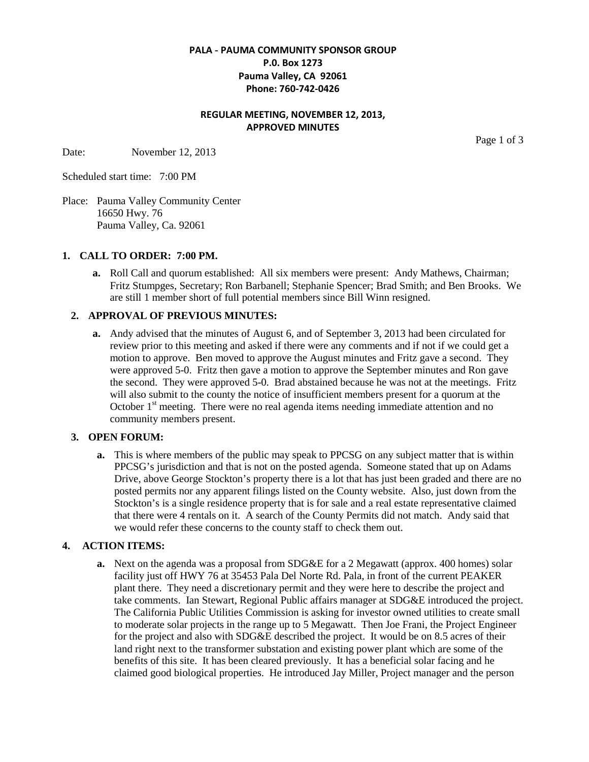**PALA - PAUMA COMMUNITY SPONSOR GROUP**
**P.0. Box 1273**
**Pauma Valley, CA 92061**
**Phone: 760-742-0426**

**REGULAR MEETING, NOVEMBER 12, 2013,**
**APPROVED MINUTES**

Date: November 12, 2013

Scheduled start time: 7:00 PM

Place: Pauma Valley Community Center
16650 Hwy. 76
Pauma Valley, Ca. 92061

## 1. CALL TO ORDER: 7:00 PM.

**a.** Roll Call and quorum established: All six members were present: Andy Mathews, Chairman; Fritz Stumpges, Secretary; Ron Barbanell; Stephanie Spencer; Brad Smith; and Ben Brooks. We are still 1 member short of full potential members since Bill Winn resigned.

## 2. APPROVAL OF PREVIOUS MINUTES:

**a.** Andy advised that the minutes of August 6, and of September 3, 2013 had been circulated for review prior to this meeting and asked if there were any comments and if not if we could get a motion to approve. Ben moved to approve the August minutes and Fritz gave a second. They were approved 5-0. Fritz then gave a motion to approve the September minutes and Ron gave the second. They were approved 5-0. Brad abstained because he was not at the meetings. Fritz will also submit to the county the notice of insufficient members present for a quorum at the October 1st meeting. There were no real agenda items needing immediate attention and no community members present.

## 3. OPEN FORUM:

**a.** This is where members of the public may speak to PPCSG on any subject matter that is within PPCSG's jurisdiction and that is not on the posted agenda. Someone stated that up on Adams Drive, above George Stockton's property there is a lot that has just been graded and there are no posted permits nor any apparent filings listed on the County website. Also, just down from the Stockton's is a single residence property that is for sale and a real estate representative claimed that there were 4 rentals on it. A search of the County Permits did not match. Andy said that we would refer these concerns to the county staff to check them out.

## 4. ACTION ITEMS:

**a.** Next on the agenda was a proposal from SDG&E for a 2 Megawatt (approx. 400 homes) solar facility just off HWY 76 at 35453 Pala Del Norte Rd. Pala, in front of the current PEAKER plant there. They need a discretionary permit and they were here to describe the project and take comments. Ian Stewart, Regional Public affairs manager at SDG&E introduced the project. The California Public Utilities Commission is asking for investor owned utilities to create small to moderate solar projects in the range up to 5 Megawatt. Then Joe Frani, the Project Engineer for the project and also with SDG&E described the project. It would be on 8.5 acres of their land right next to the transformer substation and existing power plant which are some of the benefits of this site. It has been cleared previously. It has a beneficial solar facing and he claimed good biological properties. He introduced Jay Miller, Project manager and the person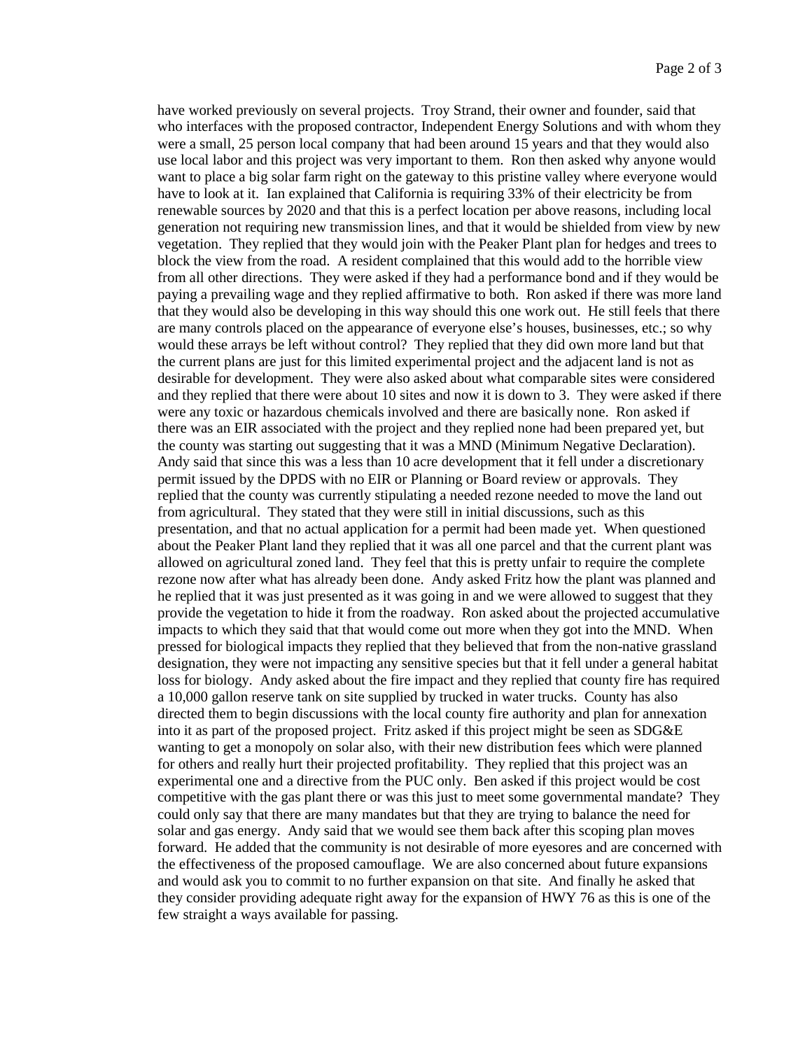have worked previously on several projects. Troy Strand, their owner and founder, said that who interfaces with the proposed contractor, Independent Energy Solutions and with whom they were a small, 25 person local company that had been around 15 years and that they would also use local labor and this project was very important to them. Ron then asked why anyone would want to place a big solar farm right on the gateway to this pristine valley where everyone would have to look at it. Ian explained that California is requiring 33% of their electricity be from renewable sources by 2020 and that this is a perfect location per above reasons, including local generation not requiring new transmission lines, and that it would be shielded from view by new vegetation. They replied that they would join with the Peaker Plant plan for hedges and trees to block the view from the road. A resident complained that this would add to the horrible view from all other directions. They were asked if they had a performance bond and if they would be paying a prevailing wage and they replied affirmative to both. Ron asked if there was more land that they would also be developing in this way should this one work out. He still feels that there are many controls placed on the appearance of everyone else's houses, businesses, etc.; so why would these arrays be left without control? They replied that they did own more land but that the current plans are just for this limited experimental project and the adjacent land is not as desirable for development. They were also asked about what comparable sites were considered and they replied that there were about 10 sites and now it is down to 3. They were asked if there were any toxic or hazardous chemicals involved and there are basically none. Ron asked if there was an EIR associated with the project and they replied none had been prepared yet, but the county was starting out suggesting that it was a MND (Minimum Negative Declaration). Andy said that since this was a less than 10 acre development that it fell under a discretionary permit issued by the DPDS with no EIR or Planning or Board review or approvals. They replied that the county was currently stipulating a needed rezone needed to move the land out from agricultural. They stated that they were still in initial discussions, such as this presentation, and that no actual application for a permit had been made yet. When questioned about the Peaker Plant land they replied that it was all one parcel and that the current plant was allowed on agricultural zoned land. They feel that this is pretty unfair to require the complete rezone now after what has already been done. Andy asked Fritz how the plant was planned and he replied that it was just presented as it was going in and we were allowed to suggest that they provide the vegetation to hide it from the roadway. Ron asked about the projected accumulative impacts to which they said that that would come out more when they got into the MND. When pressed for biological impacts they replied that they believed that from the non-native grassland designation, they were not impacting any sensitive species but that it fell under a general habitat loss for biology. Andy asked about the fire impact and they replied that county fire has required a 10,000 gallon reserve tank on site supplied by trucked in water trucks. County has also directed them to begin discussions with the local county fire authority and plan for annexation into it as part of the proposed project. Fritz asked if this project might be seen as SDG&E wanting to get a monopoly on solar also, with their new distribution fees which were planned for others and really hurt their projected profitability. They replied that this project was an experimental one and a directive from the PUC only. Ben asked if this project would be cost competitive with the gas plant there or was this just to meet some governmental mandate? They could only say that there are many mandates but that they are trying to balance the need for solar and gas energy. Andy said that we would see them back after this scoping plan moves forward. He added that the community is not desirable of more eyesores and are concerned with the effectiveness of the proposed camouflage. We are also concerned about future expansions and would ask you to commit to no further expansion on that site. And finally he asked that they consider providing adequate right away for the expansion of HWY 76 as this is one of the few straight a ways available for passing.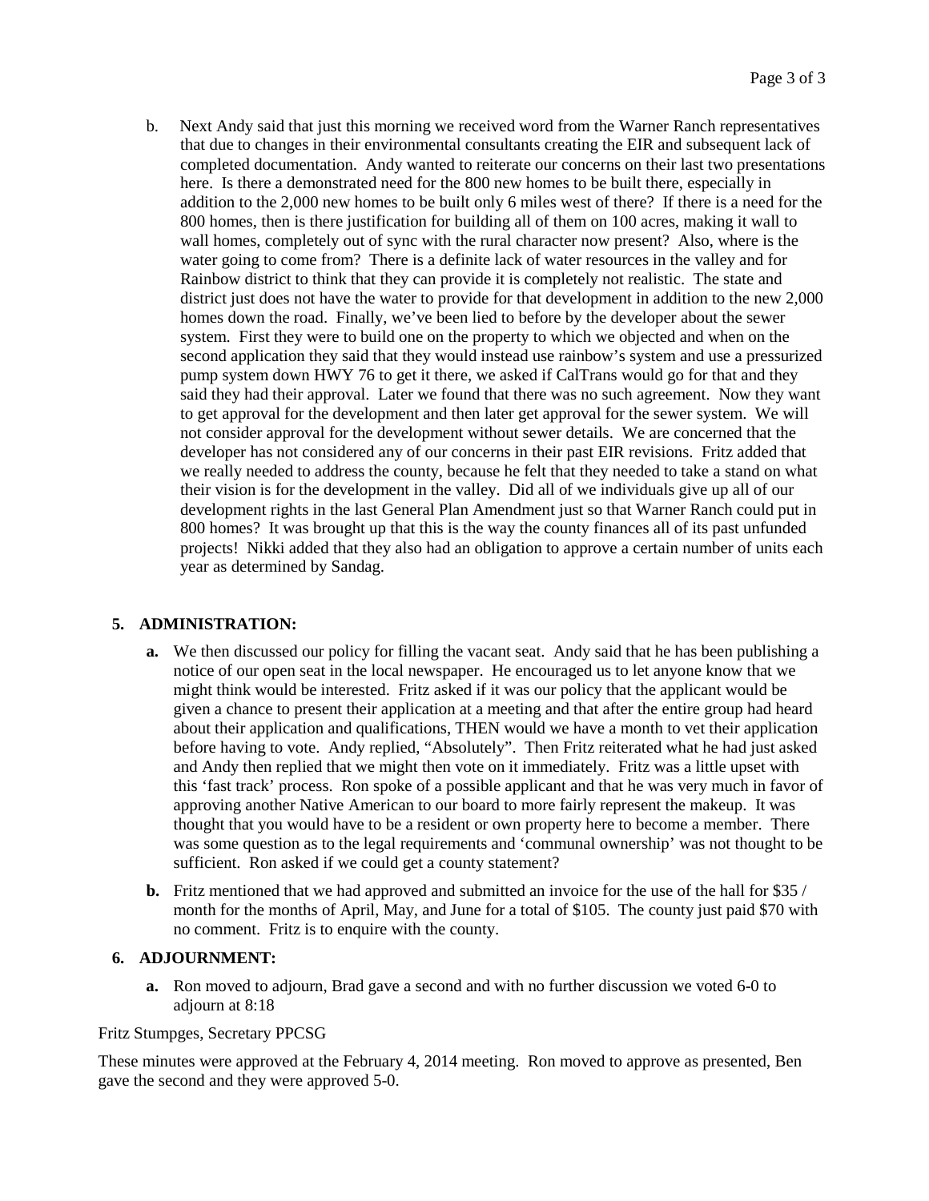b. Next Andy said that just this morning we received word from the Warner Ranch representatives that due to changes in their environmental consultants creating the EIR and subsequent lack of completed documentation. Andy wanted to reiterate our concerns on their last two presentations here. Is there a demonstrated need for the 800 new homes to be built there, especially in addition to the 2,000 new homes to be built only 6 miles west of there? If there is a need for the 800 homes, then is there justification for building all of them on 100 acres, making it wall to wall homes, completely out of sync with the rural character now present? Also, where is the water going to come from? There is a definite lack of water resources in the valley and for Rainbow district to think that they can provide it is completely not realistic. The state and district just does not have the water to provide for that development in addition to the new 2,000 homes down the road. Finally, we've been lied to before by the developer about the sewer system. First they were to build one on the property to which we objected and when on the second application they said that they would instead use rainbow's system and use a pressurized pump system down HWY 76 to get it there, we asked if CalTrans would go for that and they said they had their approval. Later we found that there was no such agreement. Now they want to get approval for the development and then later get approval for the sewer system. We will not consider approval for the development without sewer details. We are concerned that the developer has not considered any of our concerns in their past EIR revisions. Fritz added that we really needed to address the county, because he felt that they needed to take a stand on what their vision is for the development in the valley. Did all of we individuals give up all of our development rights in the last General Plan Amendment just so that Warner Ranch could put in 800 homes? It was brought up that this is the way the county finances all of its past unfunded projects! Nikki added that they also had an obligation to approve a certain number of units each year as determined by Sandag.

## 5. ADMINISTRATION:

**a.** We then discussed our policy for filling the vacant seat. Andy said that he has been publishing a notice of our open seat in the local newspaper. He encouraged us to let anyone know that we might think would be interested. Fritz asked if it was our policy that the applicant would be given a chance to present their application at a meeting and that after the entire group had heard about their application and qualifications, THEN would we have a month to vet their application before having to vote. Andy replied, "Absolutely". Then Fritz reiterated what he had just asked and Andy then replied that we might then vote on it immediately. Fritz was a little upset with this 'fast track' process. Ron spoke of a possible applicant and that he was very much in favor of approving another Native American to our board to more fairly represent the makeup. It was thought that you would have to be a resident or own property here to become a member. There was some question as to the legal requirements and 'communal ownership' was not thought to be sufficient. Ron asked if we could get a county statement?

**b.** Fritz mentioned that we had approved and submitted an invoice for the use of the hall for $35 / month for the months of April, May, and June for a total of $105. The county just paid $70 with no comment. Fritz is to enquire with the county.

## 6. ADJOURNMENT:

**a.** Ron moved to adjourn, Brad gave a second and with no further discussion we voted 6-0 to adjourn at 8:18

Fritz Stumpges, Secretary PPCSG

These minutes were approved at the February 4, 2014 meeting. Ron moved to approve as presented, Ben gave the second and they were approved 5-0.